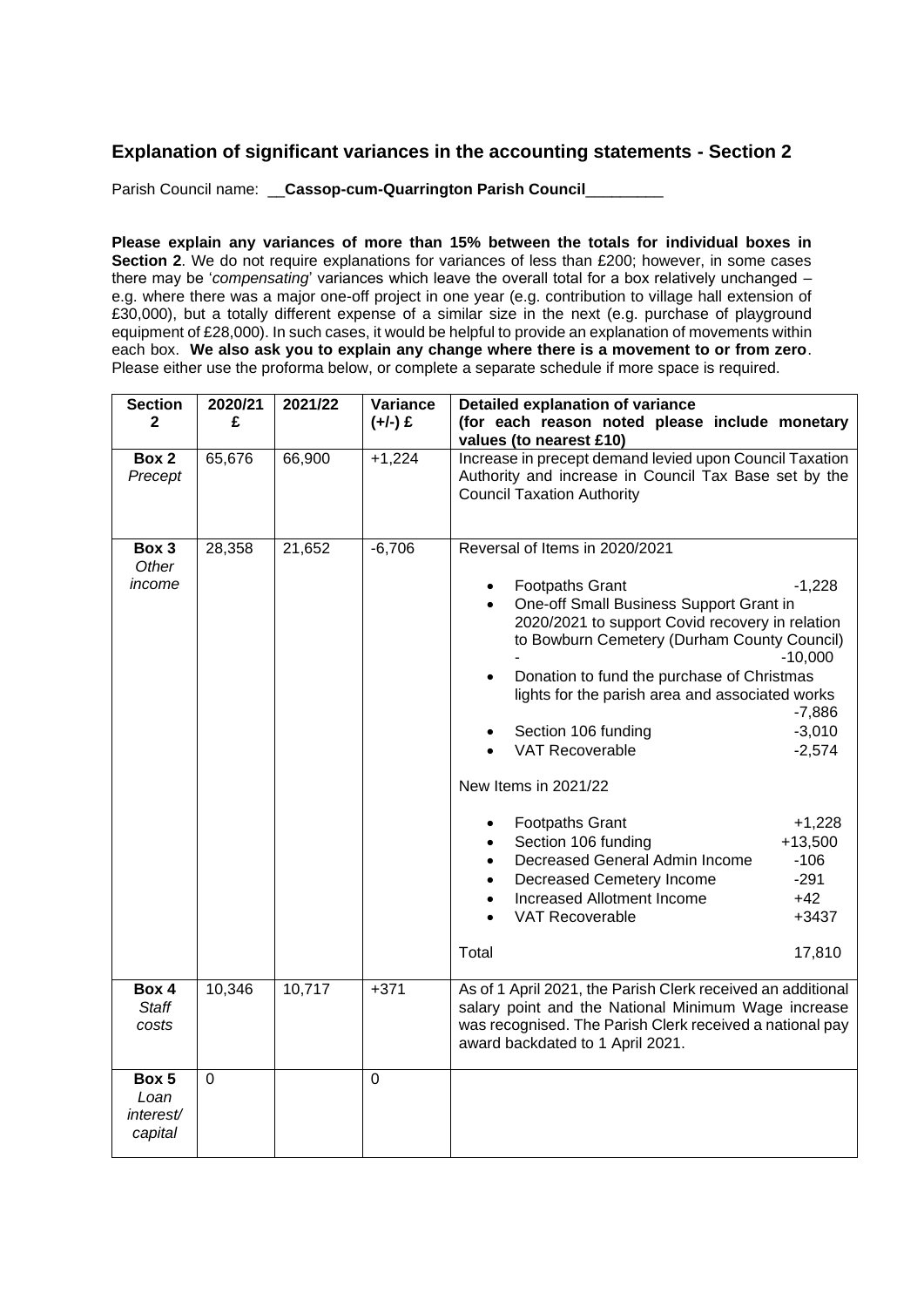## Explanation of significant variances in the accounting statements - Section 2

Parish Council name: __**Cassop-cum-Quarrington Parish Council**_________

**Please explain any variances of more than 15% between the totals for individual boxes in Section 2**. We do not require explanations for variances of less than £200; however, in some cases there may be '*compensating*' variances which leave the overall total for a box relatively unchanged – e.g. where there was a major one-off project in one year (e.g. contribution to village hall extension of £30,000), but a totally different expense of a similar size in the next (e.g. purchase of playground equipment of £28,000). In such cases, it would be helpful to provide an explanation of movements within each box. **We also ask you to explain any change where there is a movement to or from zero**. Please either use the proforma below, or complete a separate schedule if more space is required.

| Section 2 | 2020/21 £ | 2021/22 | Variance (+/-) £ | Detailed explanation of variance (for each reason noted please include monetary values (to nearest £10) |
|---|---|---|---|---|
| **Box 2** *Precept* | 65,676 | 66,900 | +1,224 | Increase in precept demand levied upon Council Taxation Authority and increase in Council Tax Base set by the Council Taxation Authority |
| **Box 3** *Other income* | 28,358 | 21,652 | -6,706 | Reversal of Items in 2020/2021<br>• Footpaths Grant -1,228<br>• One-off Small Business Support Grant in 2020/2021 to support Covid recovery in relation to Bowburn Cemetery (Durham County Council) - -10,000<br>• Donation to fund the purchase of Christmas lights for the parish area and associated works -7,886<br>• Section 106 funding -3,010<br>• VAT Recoverable -2,574<br><br>New Items in 2021/22<br>• Footpaths Grant +1,228<br>• Section 106 funding +13,500<br>• Decreased General Admin Income -106<br>• Decreased Cemetery Income -291<br>• Increased Allotment Income +42<br>• VAT Recoverable +3437<br><br>Total 17,810 |
| **Box 4** *Staff costs* | 10,346 | 10,717 | +371 | As of 1 April 2021, the Parish Clerk received an additional salary point and the National Minimum Wage increase was recognised. The Parish Clerk received a national pay award backdated to 1 April 2021. |
| **Box 5** *Loan interest/ capital* | 0 | | 0 | |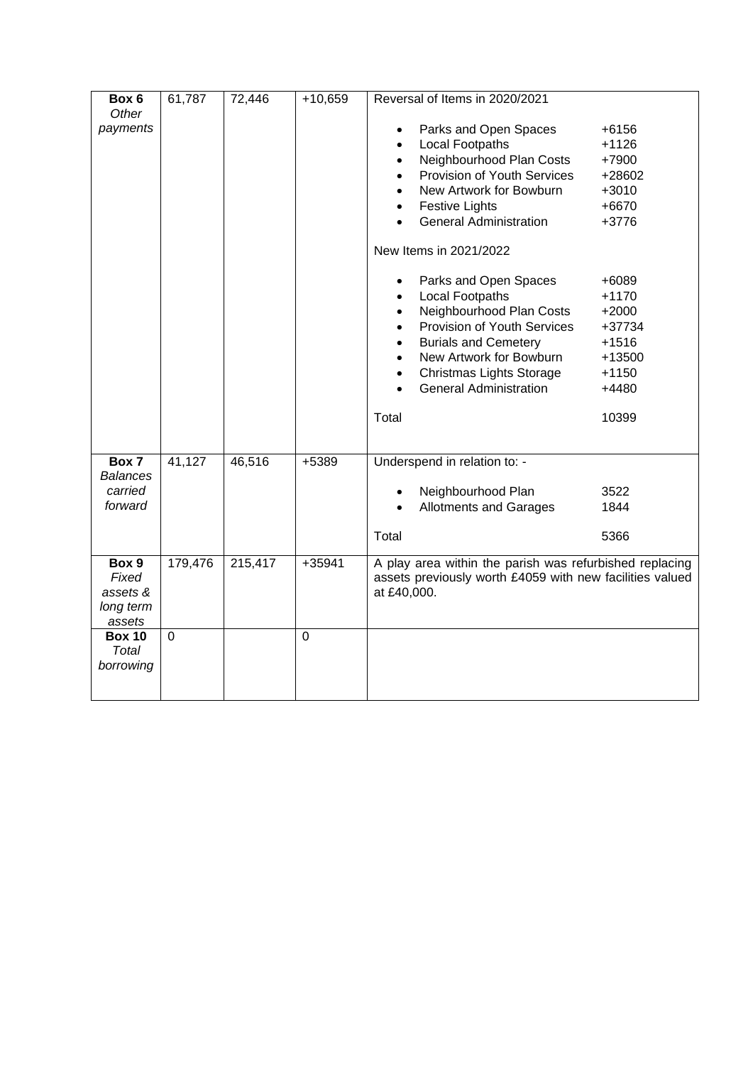| | | | | |
|---|---|---|---|---|
| **Box 6** *Other payments* | 61,787 | 72,446 | +10,659 | Reversal of Items in 2020/2021<br><br>• Parks and Open Spaces +6156<br>• Local Footpaths +1126<br>• Neighbourhood Plan Costs +7900<br>• Provision of Youth Services +28602<br>• New Artwork for Bowburn +3010<br>• Festive Lights +6670<br>• General Administration +3776<br><br>New Items in 2021/2022<br><br>• Parks and Open Spaces +6089<br>• Local Footpaths +1170<br>• Neighbourhood Plan Costs +2000<br>• Provision of Youth Services +37734<br>• Burials and Cemetery +1516<br>• New Artwork for Bowburn +13500<br>• Christmas Lights Storage +1150<br>• General Administration +4480<br><br>Total 10399 |
| **Box 7** *Balances carried forward* | 41,127 | 46,516 | +5389 | Underspend in relation to: -<br><br>• Neighbourhood Plan 3522<br>• Allotments and Garages 1844<br><br>Total 5366 |
| **Box 9** *Fixed assets & long term assets* | 179,476 | 215,417 | +35941 | A play area within the parish was refurbished replacing assets previously worth £4059 with new facilities valued at £40,000. |
| **Box 10** *Total borrowing* | 0 | | 0 | |